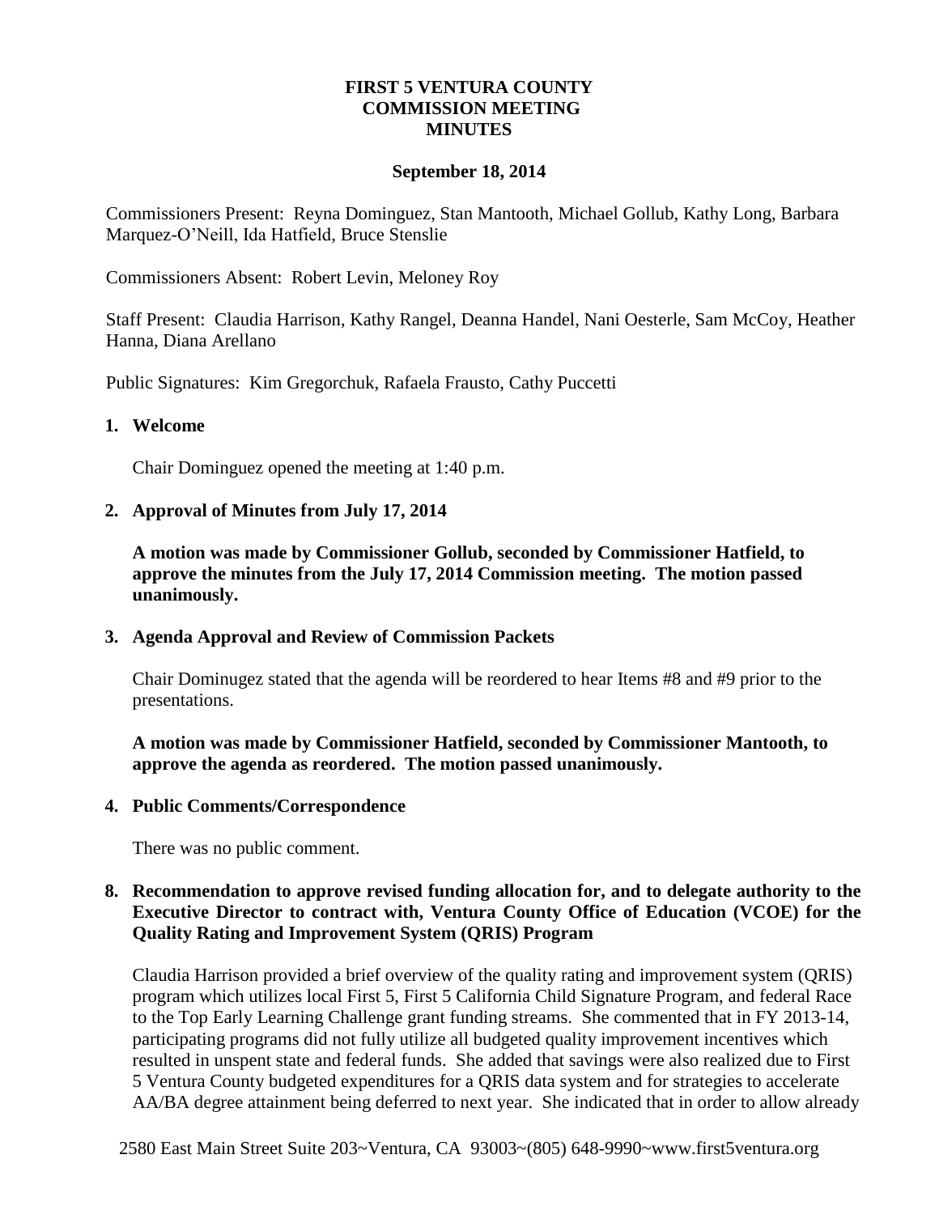# FIRST 5 VENTURA COUNTY COMMISSION MEETING MINUTES

**September 18, 2014**

Commissioners Present: Reyna Dominguez, Stan Mantooth, Michael Gollub, Kathy Long, Barbara Marquez-O'Neill, Ida Hatfield, Bruce Stenslie

Commissioners Absent: Robert Levin, Meloney Roy

Staff Present: Claudia Harrison, Kathy Rangel, Deanna Handel, Nani Oesterle, Sam McCoy, Heather Hanna, Diana Arellano

Public Signatures: Kim Gregorchuk, Rafaela Frausto, Cathy Puccetti

## 1. Welcome

Chair Dominguez opened the meeting at 1:40 p.m.

## 2. Approval of Minutes from July 17, 2014

**A motion was made by Commissioner Gollub, seconded by Commissioner Hatfield, to approve the minutes from the July 17, 2014 Commission meeting. The motion passed unanimously.**

## 3. Agenda Approval and Review of Commission Packets

Chair Dominugez stated that the agenda will be reordered to hear Items #8 and #9 prior to the presentations.

**A motion was made by Commissioner Hatfield, seconded by Commissioner Mantooth, to approve the agenda as reordered. The motion passed unanimously.**

## 4. Public Comments/Correspondence

There was no public comment.

## 8. Recommendation to approve revised funding allocation for, and to delegate authority to the Executive Director to contract with, Ventura County Office of Education (VCOE) for the Quality Rating and Improvement System (QRIS) Program

Claudia Harrison provided a brief overview of the quality rating and improvement system (QRIS) program which utilizes local First 5, First 5 California Child Signature Program, and federal Race to the Top Early Learning Challenge grant funding streams. She commented that in FY 2013-14, participating programs did not fully utilize all budgeted quality improvement incentives which resulted in unspent state and federal funds. She added that savings were also realized due to First 5 Ventura County budgeted expenditures for a QRIS data system and for strategies to accelerate AA/BA degree attainment being deferred to next year. She indicated that in order to allow already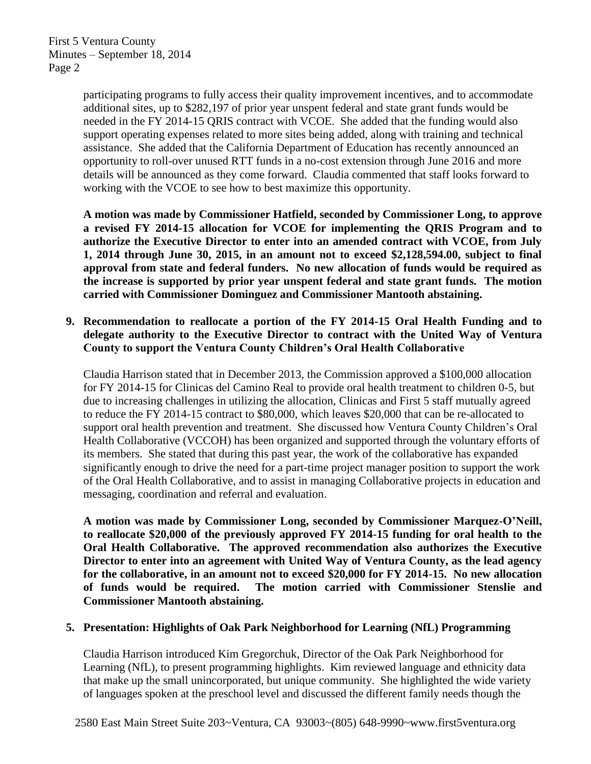participating programs to fully access their quality improvement incentives, and to accommodate additional sites, up to $282,197 of prior year unspent federal and state grant funds would be needed in the FY 2014-15 QRIS contract with VCOE. She added that the funding would also support operating expenses related to more sites being added, along with training and technical assistance. She added that the California Department of Education has recently announced an opportunity to roll-over unused RTT funds in a no-cost extension through June 2016 and more details will be announced as they come forward. Claudia commented that staff looks forward to working with the VCOE to see how to best maximize this opportunity.

**A motion was made by Commissioner Hatfield, seconded by Commissioner Long, to approve a revised FY 2014-15 allocation for VCOE for implementing the QRIS Program and to authorize the Executive Director to enter into an amended contract with VCOE, from July 1, 2014 through June 30, 2015, in an amount not to exceed $2,128,594.00, subject to final approval from state and federal funders. No new allocation of funds would be required as the increase is supported by prior year unspent federal and state grant funds. The motion carried with Commissioner Dominguez and Commissioner Mantooth abstaining.**

**9. Recommendation to reallocate a portion of the FY 2014-15 Oral Health Funding and to delegate authority to the Executive Director to contract with the United Way of Ventura County to support the Ventura County Children's Oral Health Collaborative**

Claudia Harrison stated that in December 2013, the Commission approved a $100,000 allocation for FY 2014-15 for Clinicas del Camino Real to provide oral health treatment to children 0-5, but due to increasing challenges in utilizing the allocation, Clinicas and First 5 staff mutually agreed to reduce the FY 2014-15 contract to $80,000, which leaves $20,000 that can be re-allocated to support oral health prevention and treatment. She discussed how Ventura County Children's Oral Health Collaborative (VCCOH) has been organized and supported through the voluntary efforts of its members. She stated that during this past year, the work of the collaborative has expanded significantly enough to drive the need for a part-time project manager position to support the work of the Oral Health Collaborative, and to assist in managing Collaborative projects in education and messaging, coordination and referral and evaluation.

**A motion was made by Commissioner Long, seconded by Commissioner Marquez-O'Neill, to reallocate $20,000 of the previously approved FY 2014-15 funding for oral health to the Oral Health Collaborative. The approved recommendation also authorizes the Executive Director to enter into an agreement with United Way of Ventura County, as the lead agency for the collaborative, in an amount not to exceed $20,000 for FY 2014-15. No new allocation of funds would be required. The motion carried with Commissioner Stenslie and Commissioner Mantooth abstaining.**

**5. Presentation: Highlights of Oak Park Neighborhood for Learning (NfL) Programming**

Claudia Harrison introduced Kim Gregorchuk, Director of the Oak Park Neighborhood for Learning (NfL), to present programming highlights. Kim reviewed language and ethnicity data that make up the small unincorporated, but unique community. She highlighted the wide variety of languages spoken at the preschool level and discussed the different family needs though the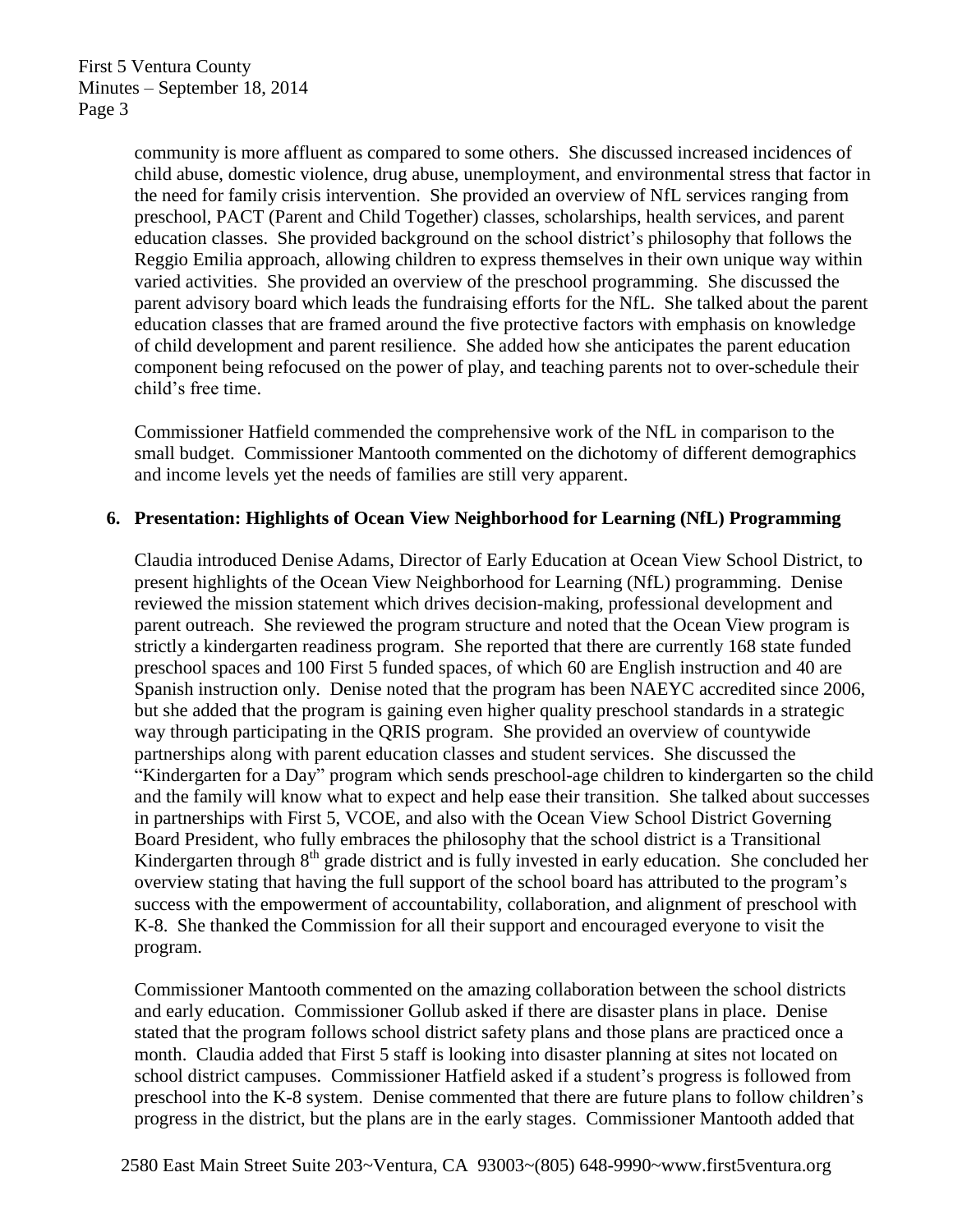community is more affluent as compared to some others. She discussed increased incidences of child abuse, domestic violence, drug abuse, unemployment, and environmental stress that factor in the need for family crisis intervention. She provided an overview of NfL services ranging from preschool, PACT (Parent and Child Together) classes, scholarships, health services, and parent education classes. She provided background on the school district's philosophy that follows the Reggio Emilia approach, allowing children to express themselves in their own unique way within varied activities. She provided an overview of the preschool programming. She discussed the parent advisory board which leads the fundraising efforts for the NfL. She talked about the parent education classes that are framed around the five protective factors with emphasis on knowledge of child development and parent resilience. She added how she anticipates the parent education component being refocused on the power of play, and teaching parents not to over-schedule their child's free time.

Commissioner Hatfield commended the comprehensive work of the NfL in comparison to the small budget. Commissioner Mantooth commented on the dichotomy of different demographics and income levels yet the needs of families are still very apparent.

**6. Presentation: Highlights of Ocean View Neighborhood for Learning (NfL) Programming**

Claudia introduced Denise Adams, Director of Early Education at Ocean View School District, to present highlights of the Ocean View Neighborhood for Learning (NfL) programming. Denise reviewed the mission statement which drives decision-making, professional development and parent outreach. She reviewed the program structure and noted that the Ocean View program is strictly a kindergarten readiness program. She reported that there are currently 168 state funded preschool spaces and 100 First 5 funded spaces, of which 60 are English instruction and 40 are Spanish instruction only. Denise noted that the program has been NAEYC accredited since 2006, but she added that the program is gaining even higher quality preschool standards in a strategic way through participating in the QRIS program. She provided an overview of countywide partnerships along with parent education classes and student services. She discussed the "Kindergarten for a Day" program which sends preschool-age children to kindergarten so the child and the family will know what to expect and help ease their transition. She talked about successes in partnerships with First 5, VCOE, and also with the Ocean View School District Governing Board President, who fully embraces the philosophy that the school district is a Transitional Kindergarten through 8th grade district and is fully invested in early education. She concluded her overview stating that having the full support of the school board has attributed to the program's success with the empowerment of accountability, collaboration, and alignment of preschool with K-8. She thanked the Commission for all their support and encouraged everyone to visit the program.

Commissioner Mantooth commented on the amazing collaboration between the school districts and early education. Commissioner Gollub asked if there are disaster plans in place. Denise stated that the program follows school district safety plans and those plans are practiced once a month. Claudia added that First 5 staff is looking into disaster planning at sites not located on school district campuses. Commissioner Hatfield asked if a student's progress is followed from preschool into the K-8 system. Denise commented that there are future plans to follow children's progress in the district, but the plans are in the early stages. Commissioner Mantooth added that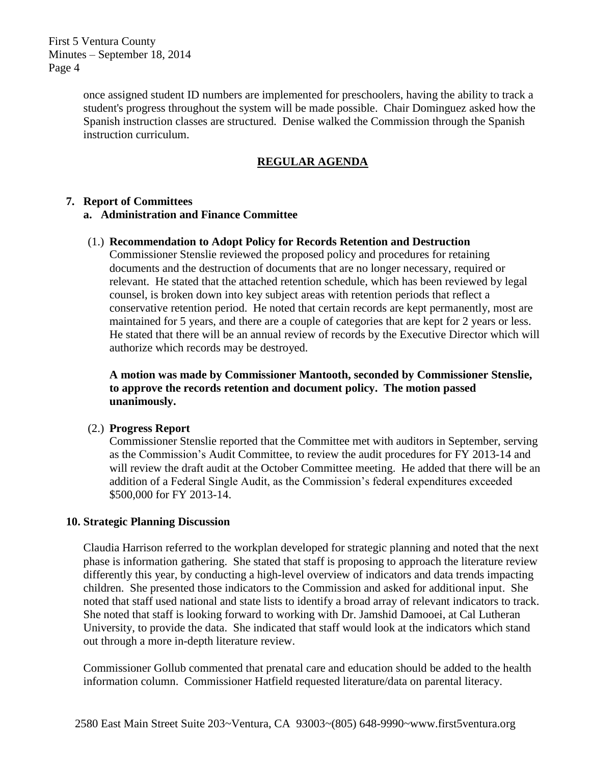once assigned student ID numbers are implemented for preschoolers, having the ability to track a student's progress throughout the system will be made possible. Chair Dominguez asked how the Spanish instruction classes are structured. Denise walked the Commission through the Spanish instruction curriculum.

## REGULAR AGENDA

**7. Report of Committees**

**a. Administration and Finance Committee**

(1.) **Recommendation to Adopt Policy for Records Retention and Destruction**

Commissioner Stenslie reviewed the proposed policy and procedures for retaining documents and the destruction of documents that are no longer necessary, required or relevant. He stated that the attached retention schedule, which has been reviewed by legal counsel, is broken down into key subject areas with retention periods that reflect a conservative retention period. He noted that certain records are kept permanently, most are maintained for 5 years, and there are a couple of categories that are kept for 2 years or less. He stated that there will be an annual review of records by the Executive Director which will authorize which records may be destroyed.

**A motion was made by Commissioner Mantooth, seconded by Commissioner Stenslie, to approve the records retention and document policy. The motion passed unanimously.**

(2.) **Progress Report**

Commissioner Stenslie reported that the Committee met with auditors in September, serving as the Commission's Audit Committee, to review the audit procedures for FY 2013-14 and will review the draft audit at the October Committee meeting. He added that there will be an addition of a Federal Single Audit, as the Commission's federal expenditures exceeded $500,000 for FY 2013-14.

**10. Strategic Planning Discussion**

Claudia Harrison referred to the workplan developed for strategic planning and noted that the next phase is information gathering. She stated that staff is proposing to approach the literature review differently this year, by conducting a high-level overview of indicators and data trends impacting children. She presented those indicators to the Commission and asked for additional input. She noted that staff used national and state lists to identify a broad array of relevant indicators to track. She noted that staff is looking forward to working with Dr. Jamshid Damooei, at Cal Lutheran University, to provide the data. She indicated that staff would look at the indicators which stand out through a more in-depth literature review.

Commissioner Gollub commented that prenatal care and education should be added to the health information column. Commissioner Hatfield requested literature/data on parental literacy.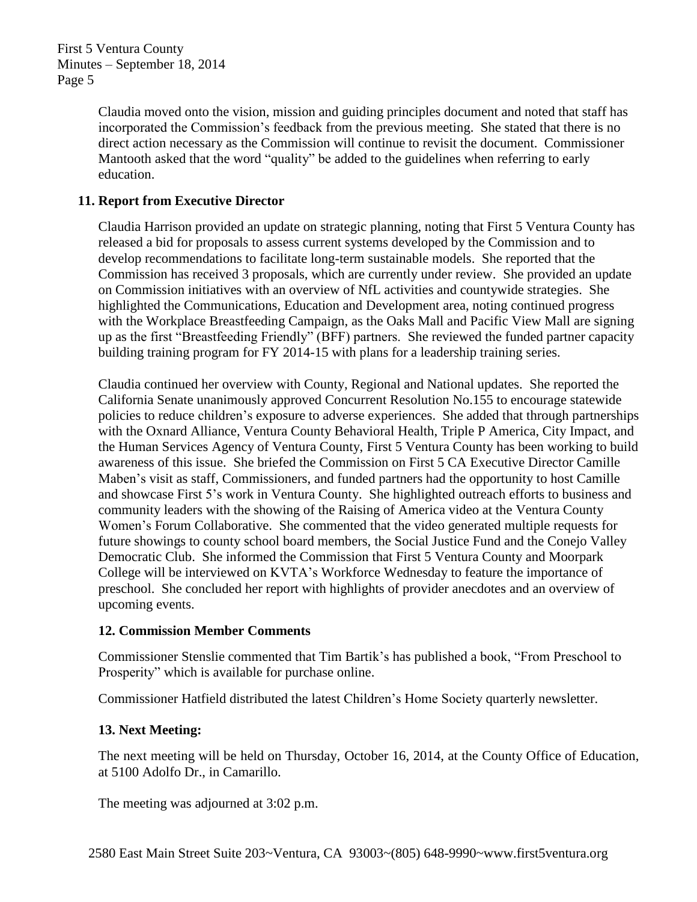Claudia moved onto the vision, mission and guiding principles document and noted that staff has incorporated the Commission's feedback from the previous meeting. She stated that there is no direct action necessary as the Commission will continue to revisit the document. Commissioner Mantooth asked that the word "quality" be added to the guidelines when referring to early education.

**11. Report from Executive Director**

Claudia Harrison provided an update on strategic planning, noting that First 5 Ventura County has released a bid for proposals to assess current systems developed by the Commission and to develop recommendations to facilitate long-term sustainable models. She reported that the Commission has received 3 proposals, which are currently under review. She provided an update on Commission initiatives with an overview of NfL activities and countywide strategies. She highlighted the Communications, Education and Development area, noting continued progress with the Workplace Breastfeeding Campaign, as the Oaks Mall and Pacific View Mall are signing up as the first "Breastfeeding Friendly" (BFF) partners. She reviewed the funded partner capacity building training program for FY 2014-15 with plans for a leadership training series.

Claudia continued her overview with County, Regional and National updates. She reported the California Senate unanimously approved Concurrent Resolution No.155 to encourage statewide policies to reduce children's exposure to adverse experiences. She added that through partnerships with the Oxnard Alliance, Ventura County Behavioral Health, Triple P America, City Impact, and the Human Services Agency of Ventura County, First 5 Ventura County has been working to build awareness of this issue. She briefed the Commission on First 5 CA Executive Director Camille Maben's visit as staff, Commissioners, and funded partners had the opportunity to host Camille and showcase First 5's work in Ventura County. She highlighted outreach efforts to business and community leaders with the showing of the Raising of America video at the Ventura County Women's Forum Collaborative. She commented that the video generated multiple requests for future showings to county school board members, the Social Justice Fund and the Conejo Valley Democratic Club. She informed the Commission that First 5 Ventura County and Moorpark College will be interviewed on KVTA's Workforce Wednesday to feature the importance of preschool. She concluded her report with highlights of provider anecdotes and an overview of upcoming events.

**12. Commission Member Comments**

Commissioner Stenslie commented that Tim Bartik's has published a book, "From Preschool to Prosperity" which is available for purchase online.

Commissioner Hatfield distributed the latest Children's Home Society quarterly newsletter.

**13. Next Meeting:**

The next meeting will be held on Thursday, October 16, 2014, at the County Office of Education, at 5100 Adolfo Dr., in Camarillo.

The meeting was adjourned at 3:02 p.m.